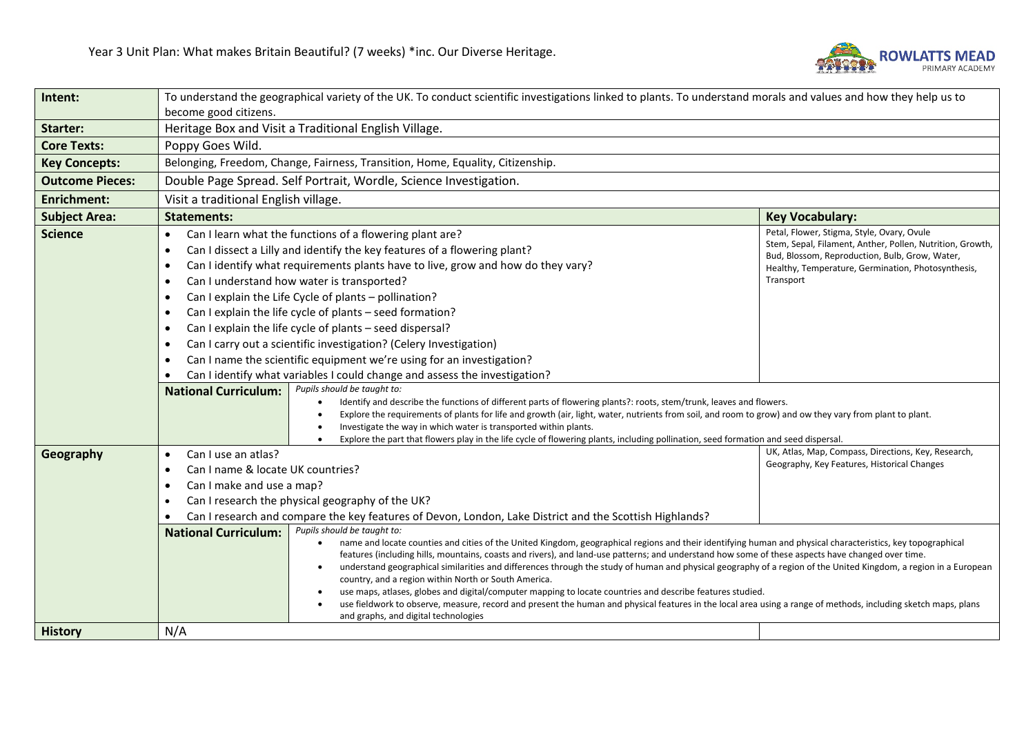# Year 3 Unit Plan: What makes Britain Beautiful? (7 weeks) *inc. Our Diverse Heritage.

| | | | |
|---|---|---|---|
| **Intent:** | To understand the geographical variety of the UK. To conduct scientific investigations linked to plants. To understand morals and values and how they help us to become good citizens. | | |
| **Starter:** | Heritage Box and Visit a Traditional English Village. | | |
| **Core Texts:** | Poppy Goes Wild. | | |
| **Key Concepts:** | Belonging, Freedom, Change, Fairness, Transition, Home, Equality, Citizenship. | | |
| **Outcome Pieces:** | Double Page Spread. Self Portrait, Wordle, Science Investigation. | | |
| **Enrichment:** | Visit a traditional English village. | | |
| **Subject Area:** | **Statements:** | | **Key Vocabulary:** |
| **Science** | • Can I learn what the functions of a flowering plant are?<br>• Can I dissect a Lilly and identify the key features of a flowering plant?<br>• Can I identify what requirements plants have to live, grow and how do they vary?<br>• Can I understand how water is transported?<br>• Can I explain the Life Cycle of plants – pollination?<br>• Can I explain the life cycle of plants – seed formation?<br>• Can I explain the life cycle of plants – seed dispersal?<br>• Can I carry out a scientific investigation? (Celery Investigation)<br>• Can I name the scientific equipment we're using for an investigation?<br>• Can I identify what variables I could change and assess the investigation? | | Petal, Flower, Stigma, Style, Ovary, Ovule Stem, Sepal, Filament, Anther, Pollen, Nutrition, Growth, Bud, Blossom, Reproduction, Bulb, Grow, Water, Healthy, Temperature, Germination, Photosynthesis, Transport |
| | **National Curriculum:** | *Pupils should be taught to:*<br>• Identify and describe the functions of different parts of flowering plants?: roots, stem/trunk, leaves and flowers.<br>• Explore the requirements of plants for life and growth (air, light, water, nutrients from soil, and room to grow) and ow they vary from plant to plant.<br>• Investigate the way in which water is transported within plants.<br>• Explore the part that flowers play in the life cycle of flowering plants, including pollination, seed formation and seed dispersal. | |
| **Geography** | • Can I use an atlas?<br>• Can I name & locate UK countries?<br>• Can I make and use a map?<br>• Can I research the physical geography of the UK?<br>• Can I research and compare the key features of Devon, London, Lake District and the Scottish Highlands? | | UK, Atlas, Map, Compass, Directions, Key, Research, Geography, Key Features, Historical Changes |
| | **National Curriculum:** | *Pupils should be taught to:*<br>• name and locate counties and cities of the United Kingdom, geographical regions and their identifying human and physical characteristics, key topographical features (including hills, mountains, coasts and rivers), and land-use patterns; and understand how some of these aspects have changed over time.<br>• understand geographical similarities and differences through the study of human and physical geography of a region of the United Kingdom, a region in a European country, and a region within North or South America.<br>• use maps, atlases, globes and digital/computer mapping to locate countries and describe features studied.<br>• use fieldwork to observe, measure, record and present the human and physical features in the local area using a range of methods, including sketch maps, plans and graphs, and digital technologies | |
| **History** | N/A | | |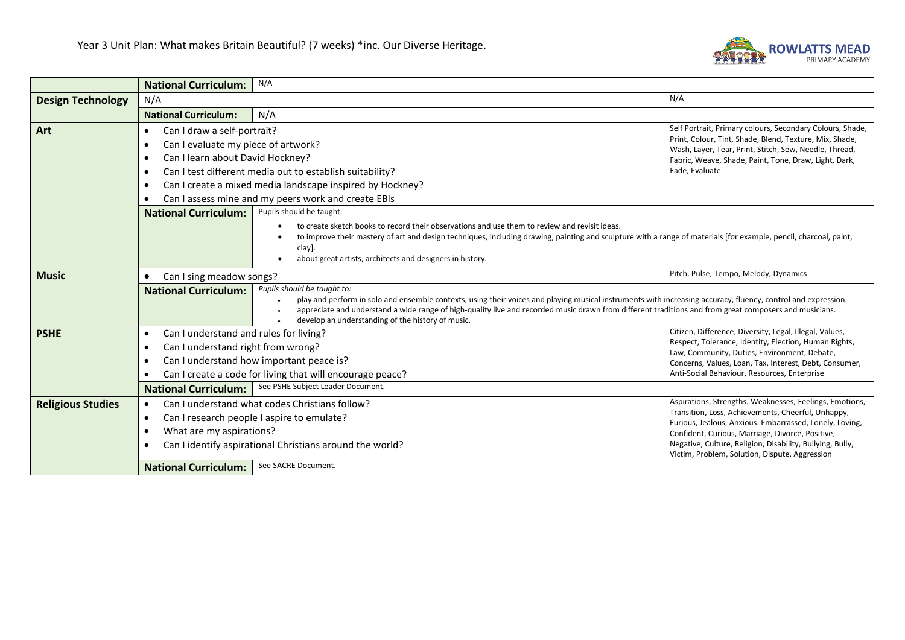Year 3 Unit Plan: What makes Britain Beautiful? (7 weeks) *inc. Our Diverse Heritage.

| | | | |
|---|---|---|---|
| | **National Curriculum:** | N/A | |
| **Design Technology** | N/A | | N/A |
| | **National Curriculum:** | N/A | |
| **Art** | • Can I draw a self-portrait?<br>• Can I evaluate my piece of artwork?<br>• Can I learn about David Hockney?<br>• Can I test different media out to establish suitability?<br>• Can I create a mixed media landscape inspired by Hockney?<br>• Can I assess mine and my peers work and create EBIs | | Self Portrait, Primary colours, Secondary Colours, Shade, Print, Colour, Tint, Shade, Blend, Texture, Mix, Shade, Wash, Layer, Tear, Print, Stitch, Sew, Needle, Thread, Fabric, Weave, Shade, Paint, Tone, Draw, Light, Dark, Fade, Evaluate |
| | **National Curriculum:** | Pupils should be taught:<br>• to create sketch books to record their observations and use them to review and revisit ideas.<br>• to improve their mastery of art and design techniques, including drawing, painting and sculpture with a range of materials [for example, pencil, charcoal, paint, clay].<br>• about great artists, architects and designers in history. | |
| **Music** | • Can I sing meadow songs? | | Pitch, Pulse, Tempo, Melody, Dynamics |
| | **National Curriculum:** | *Pupils should be taught to:*<br>• play and perform in solo and ensemble contexts, using their voices and playing musical instruments with increasing accuracy, fluency, control and expression.<br>• appreciate and understand a wide range of high-quality live and recorded music drawn from different traditions and from great composers and musicians.<br>• develop an understanding of the history of music. | |
| **PSHE** | • Can I understand and rules for living?<br>• Can I understand right from wrong?<br>• Can I understand how important peace is?<br>• Can I create a code for living that will encourage peace? | | Citizen, Difference, Diversity, Legal, Illegal, Values, Respect, Tolerance, Identity, Election, Human Rights, Law, Community, Duties, Environment, Debate, Concerns, Values, Loan, Tax, Interest, Debt, Consumer, Anti-Social Behaviour, Resources, Enterprise |
| | **National Curriculum:** | See PSHE Subject Leader Document. | |
| **Religious Studies** | • Can I understand what codes Christians follow?<br>• Can I research people I aspire to emulate?<br>• What are my aspirations?<br>• Can I identify aspirational Christians around the world? | | Aspirations, Strengths. Weaknesses, Feelings, Emotions, Transition, Loss, Achievements, Cheerful, Unhappy, Furious, Jealous, Anxious. Embarrassed, Lonely, Loving, Confident, Curious, Marriage, Divorce, Positive, Negative, Culture, Religion, Disability, Bullying, Bully, Victim, Problem, Solution, Dispute, Aggression |
| | **National Curriculum:** | See SACRE Document. | |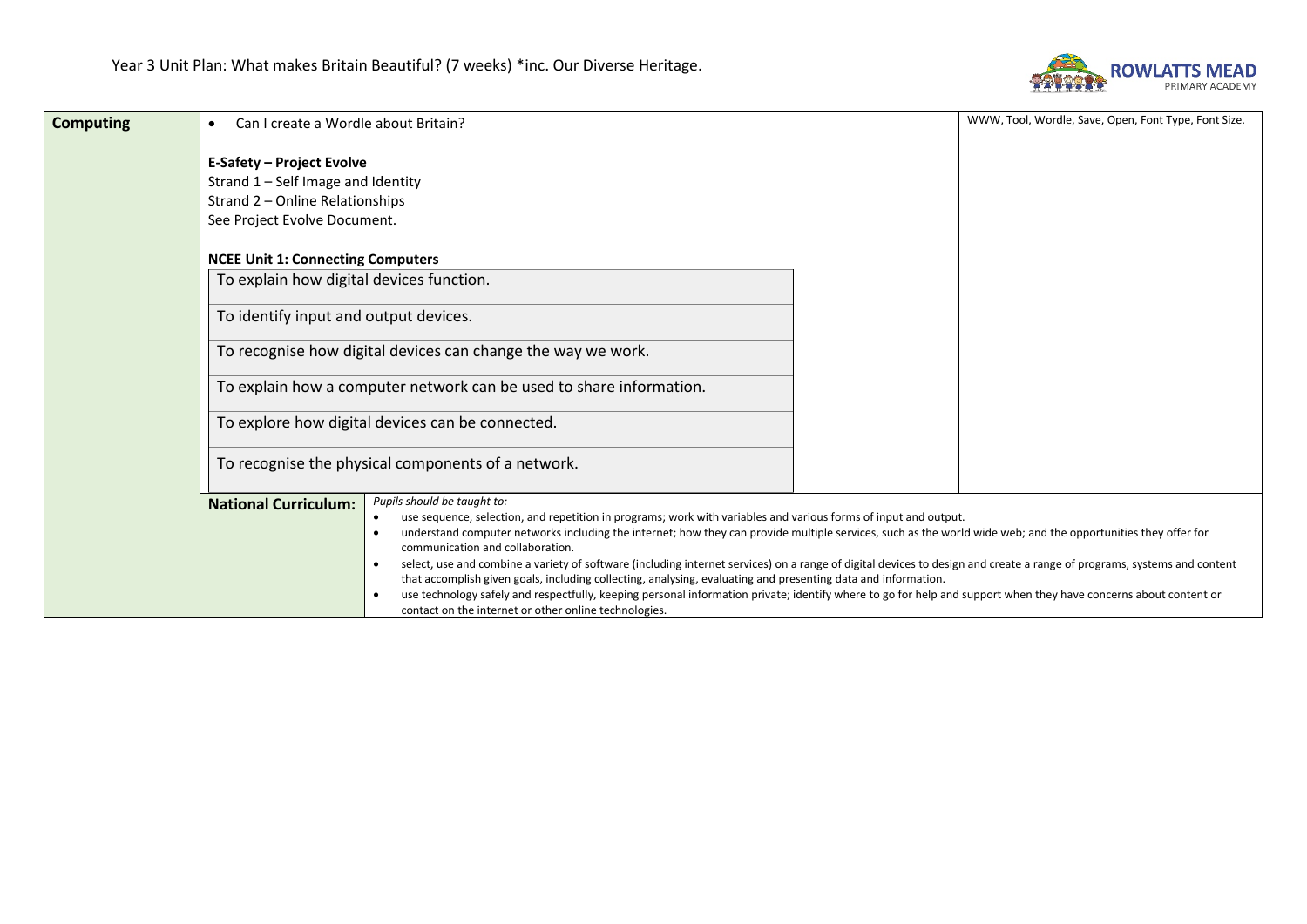Year 3 Unit Plan: What makes Britain Beautiful? (7 weeks) *inc. Our Diverse Heritage.

| **Computing** | | |
|---|---|---|
| | • Can I create a Wordle about Britain?<br><br>**E-Safety – Project Evolve**<br>Strand 1 – Self Image and Identity<br>Strand 2 – Online Relationships<br>See Project Evolve Document.<br><br>**NCEE Unit 1: Connecting Computers**<br>To explain how digital devices function.<br>To identify input and output devices.<br>To recognise how digital devices can change the way we work.<br>To explain how a computer network can be used to share information.<br>To explore how digital devices can be connected.<br>To recognise the physical components of a network. | WWW, Tool, Wordle, Save, Open, Font Type, Font Size. |
| | **National Curriculum:** | *Pupils should be taught to:*<br>• use sequence, selection, and repetition in programs; work with variables and various forms of input and output.<br>• understand computer networks including the internet; how they can provide multiple services, such as the world wide web; and the opportunities they offer for communication and collaboration.<br>• select, use and combine a variety of software (including internet services) on a range of digital devices to design and create a range of programs, systems and content that accomplish given goals, including collecting, analysing, evaluating and presenting data and information.<br>• use technology safely and respectfully, keeping personal information private; identify where to go for help and support when they have concerns about content or contact on the internet or other online technologies. |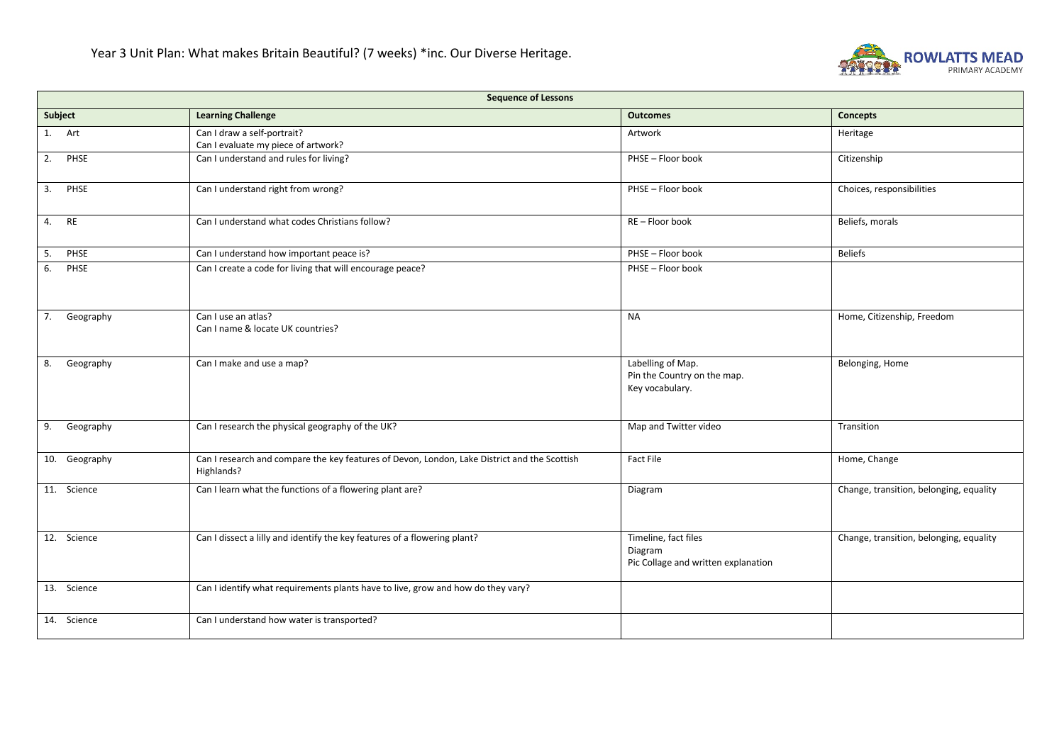# Year 3 Unit Plan: What makes Britain Beautiful? (7 weeks) *inc. Our Diverse Heritage.

| Sequence of Lessons | | | |
|---|---|---|---|
| **Subject** | **Learning Challenge** | **Outcomes** | **Concepts** |
| 1. Art | Can I draw a self-portrait?<br>Can I evaluate my piece of artwork? | Artwork | Heritage |
| 2. PHSE | Can I understand and rules for living? | PHSE – Floor book | Citizenship |
| 3. PHSE | Can I understand right from wrong? | PHSE – Floor book | Choices, responsibilities |
| 4. RE | Can I understand what codes Christians follow? | RE – Floor book | Beliefs, morals |
| 5. PHSE | Can I understand how important peace is? | PHSE – Floor book | Beliefs |
| 6. PHSE | Can I create a code for living that will encourage peace? | PHSE – Floor book | |
| 7. Geography | Can I use an atlas?<br>Can I name & locate UK countries? | NA | Home, Citizenship, Freedom |
| 8. Geography | Can I make and use a map? | Labelling of Map.<br>Pin the Country on the map.<br>Key vocabulary. | Belonging, Home |
| 9. Geography | Can I research the physical geography of the UK? | Map and Twitter video | Transition |
| 10. Geography | Can I research and compare the key features of Devon, London, Lake District and the Scottish Highlands? | Fact File | Home, Change |
| 11. Science | Can I learn what the functions of a flowering plant are? | Diagram | Change, transition, belonging, equality |
| 12. Science | Can I dissect a lilly and identify the key features of a flowering plant? | Timeline, fact files<br>Diagram<br>Pic Collage and written explanation | Change, transition, belonging, equality |
| 13. Science | Can I identify what requirements plants have to live, grow and how do they vary? | | |
| 14. Science | Can I understand how water is transported? | | |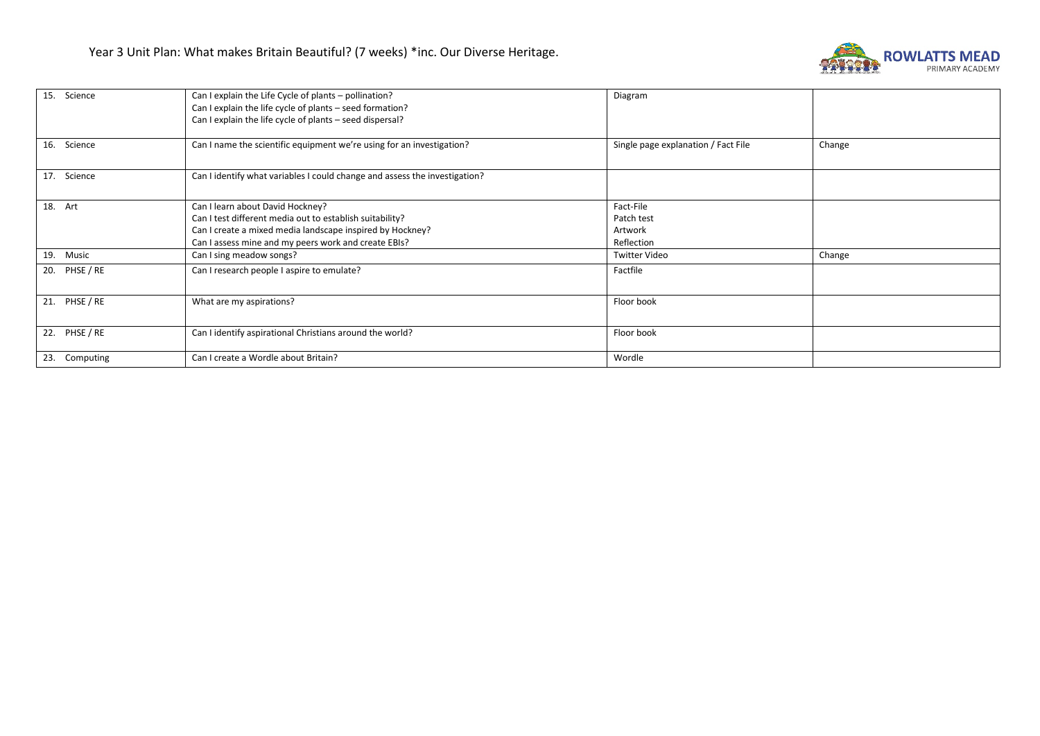# Year 3 Unit Plan: What makes Britain Beautiful? (7 weeks) *inc. Our Diverse Heritage.

| | | | |
|---|---|---|---|
| 15. Science | Can I explain the Life Cycle of plants – pollination?<br>Can I explain the life cycle of plants – seed formation?<br>Can I explain the life cycle of plants – seed dispersal? | Diagram | |
| 16. Science | Can I name the scientific equipment we're using for an investigation? | Single page explanation / Fact File | Change |
| 17. Science | Can I identify what variables I could change and assess the investigation? | | |
| 18. Art | Can I learn about David Hockney?<br>Can I test different media out to establish suitability?<br>Can I create a mixed media landscape inspired by Hockney?<br>Can I assess mine and my peers work and create EBIs? | Fact-File<br>Patch test<br>Artwork<br>Reflection | |
| 19. Music | Can I sing meadow songs? | Twitter Video | Change |
| 20. PHSE / RE | Can I research people I aspire to emulate? | Factfile | |
| 21. PHSE / RE | What are my aspirations? | Floor book | |
| 22. PHSE / RE | Can I identify aspirational Christians around the world? | Floor book | |
| 23. Computing | Can I create a Wordle about Britain? | Wordle | |